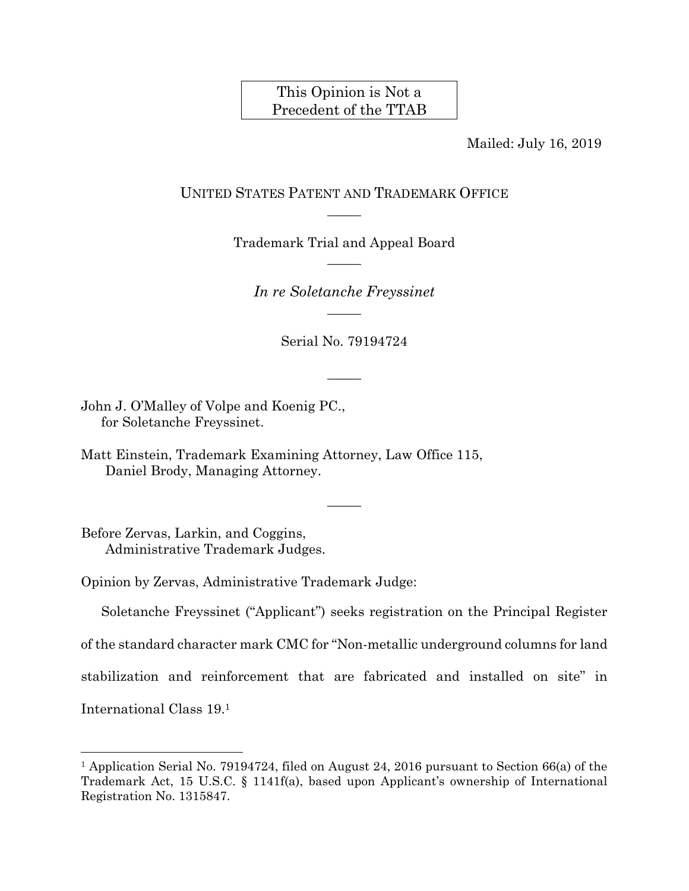This Opinion is Not a Precedent of the TTAB

Mailed: July 16, 2019

UNITED STATES PATENT AND TRADEMARK OFFICE

Trademark Trial and Appeal Board

*In re Soletanche Freyssinet*

Serial No. 79194724

John J. O'Malley of Volpe and Koenig PC.,
for Soletanche Freyssinet.

Matt Einstein, Trademark Examining Attorney, Law Office 115,
Daniel Brody, Managing Attorney.

Before Zervas, Larkin, and Coggins,
Administrative Trademark Judges.

Opinion by Zervas, Administrative Trademark Judge:

Soletanche Freyssinet ("Applicant") seeks registration on the Principal Register of the standard character mark CMC for "Non-metallic underground columns for land stabilization and reinforcement that are fabricated and installed on site" in International Class 19.[1]

[1] Application Serial No. 79194724, filed on August 24, 2016 pursuant to Section 66(a) of the Trademark Act, 15 U.S.C. § 1141f(a), based upon Applicant's ownership of International Registration No. 1315847.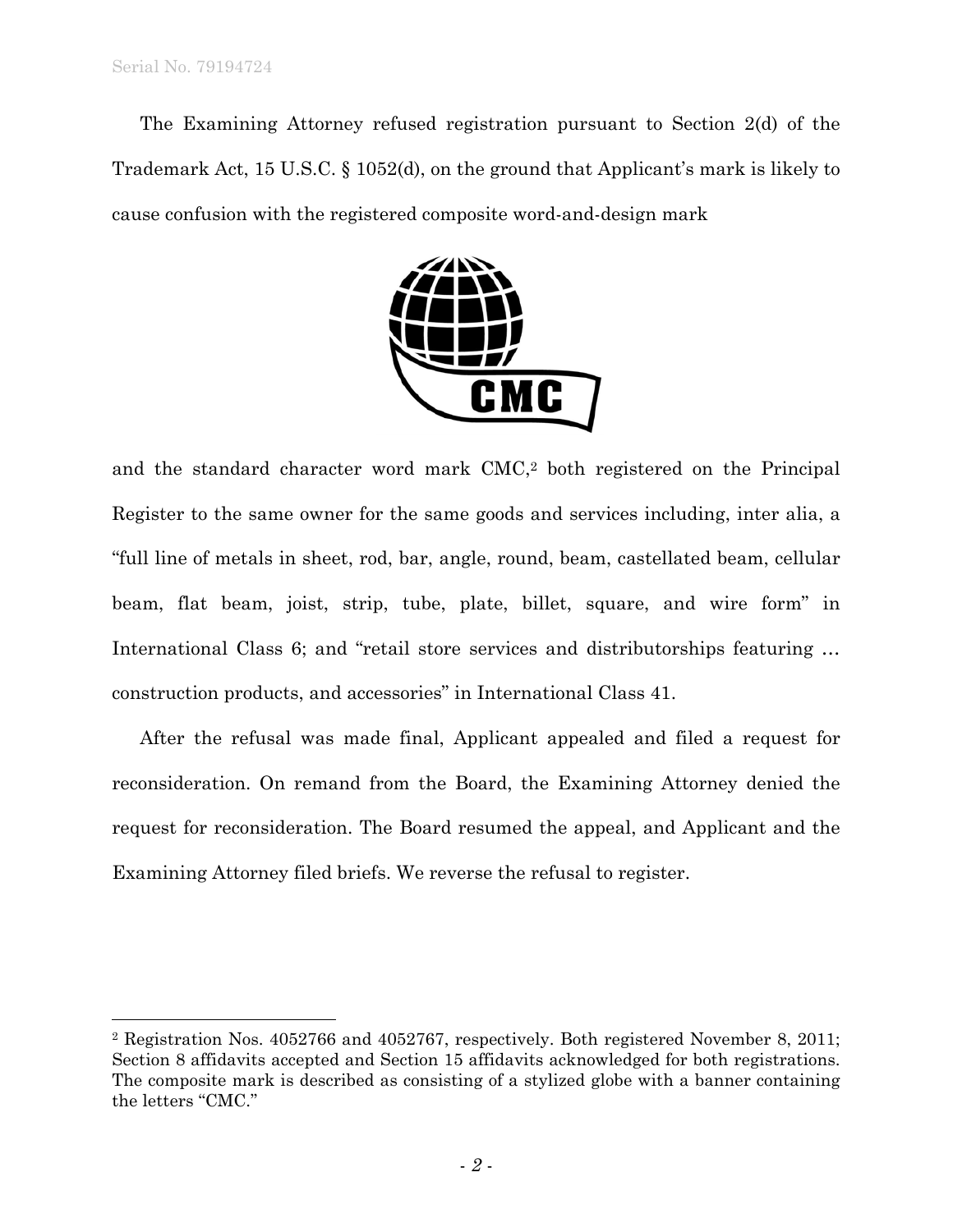The Examining Attorney refused registration pursuant to Section 2(d) of the Trademark Act, 15 U.S.C. § 1052(d), on the ground that Applicant's mark is likely to cause confusion with the registered composite word-and-design mark

and the standard character word mark CMC,[2] both registered on the Principal Register to the same owner for the same goods and services including, inter alia, a "full line of metals in sheet, rod, bar, angle, round, beam, castellated beam, cellular beam, flat beam, joist, strip, tube, plate, billet, square, and wire form" in International Class 6; and "retail store services and distributorships featuring … construction products, and accessories" in International Class 41.

After the refusal was made final, Applicant appealed and filed a request for reconsideration. On remand from the Board, the Examining Attorney denied the request for reconsideration. The Board resumed the appeal, and Applicant and the Examining Attorney filed briefs. We reverse the refusal to register.

---

[2] Registration Nos. 4052766 and 4052767, respectively. Both registered November 8, 2011; Section 8 affidavits accepted and Section 15 affidavits acknowledged for both registrations. The composite mark is described as consisting of a stylized globe with a banner containing the letters "CMC."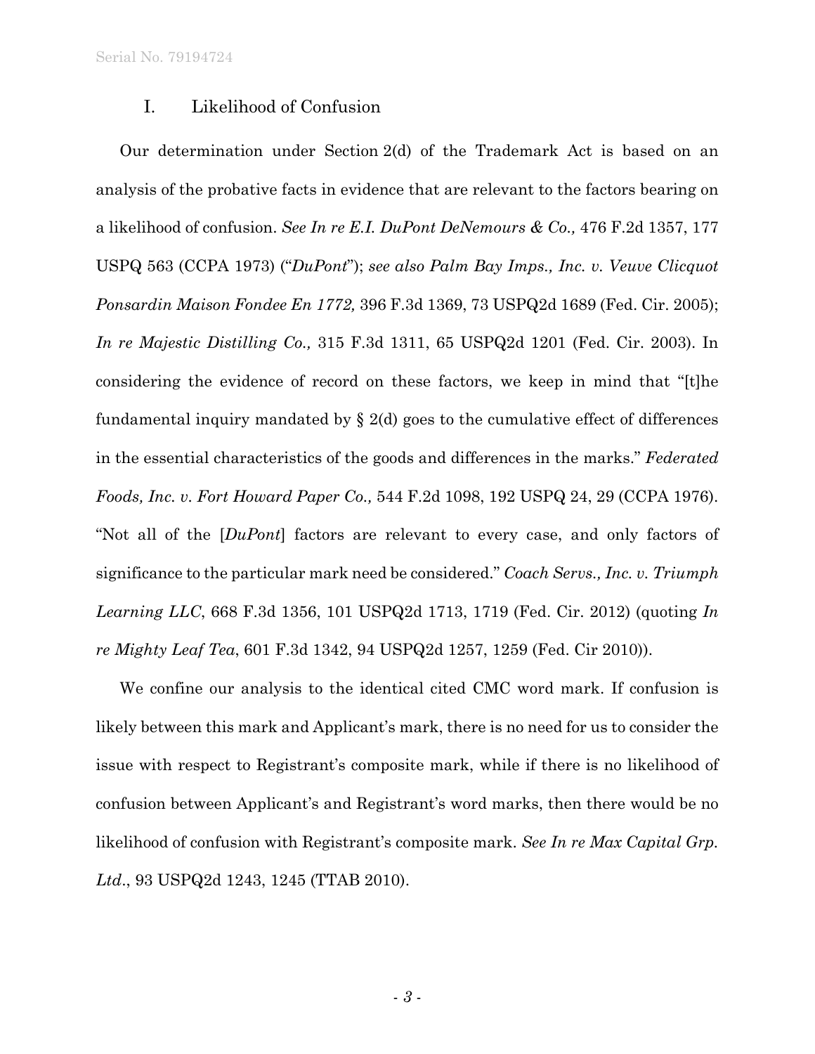## I. Likelihood of Confusion

Our determination under Section 2(d) of the Trademark Act is based on an analysis of the probative facts in evidence that are relevant to the factors bearing on a likelihood of confusion. *See In re E.I. DuPont DeNemours & Co.,* 476 F.2d 1357, 177 USPQ 563 (CCPA 1973) ("*DuPont*"); *see also Palm Bay Imps., Inc. v. Veuve Clicquot Ponsardin Maison Fondee En 1772,* 396 F.3d 1369, 73 USPQ2d 1689 (Fed. Cir. 2005); *In re Majestic Distilling Co.,* 315 F.3d 1311, 65 USPQ2d 1201 (Fed. Cir. 2003). In considering the evidence of record on these factors, we keep in mind that "[t]he fundamental inquiry mandated by § 2(d) goes to the cumulative effect of differences in the essential characteristics of the goods and differences in the marks." *Federated Foods, Inc. v. Fort Howard Paper Co.,* 544 F.2d 1098, 192 USPQ 24, 29 (CCPA 1976). "Not all of the [*DuPont*] factors are relevant to every case, and only factors of significance to the particular mark need be considered." *Coach Servs., Inc. v. Triumph Learning LLC*, 668 F.3d 1356, 101 USPQ2d 1713, 1719 (Fed. Cir. 2012) (quoting *In re Mighty Leaf Tea*, 601 F.3d 1342, 94 USPQ2d 1257, 1259 (Fed. Cir 2010)).

We confine our analysis to the identical cited CMC word mark. If confusion is likely between this mark and Applicant's mark, there is no need for us to consider the issue with respect to Registrant's composite mark, while if there is no likelihood of confusion between Applicant's and Registrant's word marks, then there would be no likelihood of confusion with Registrant's composite mark. *See In re Max Capital Grp. Ltd*., 93 USPQ2d 1243, 1245 (TTAB 2010).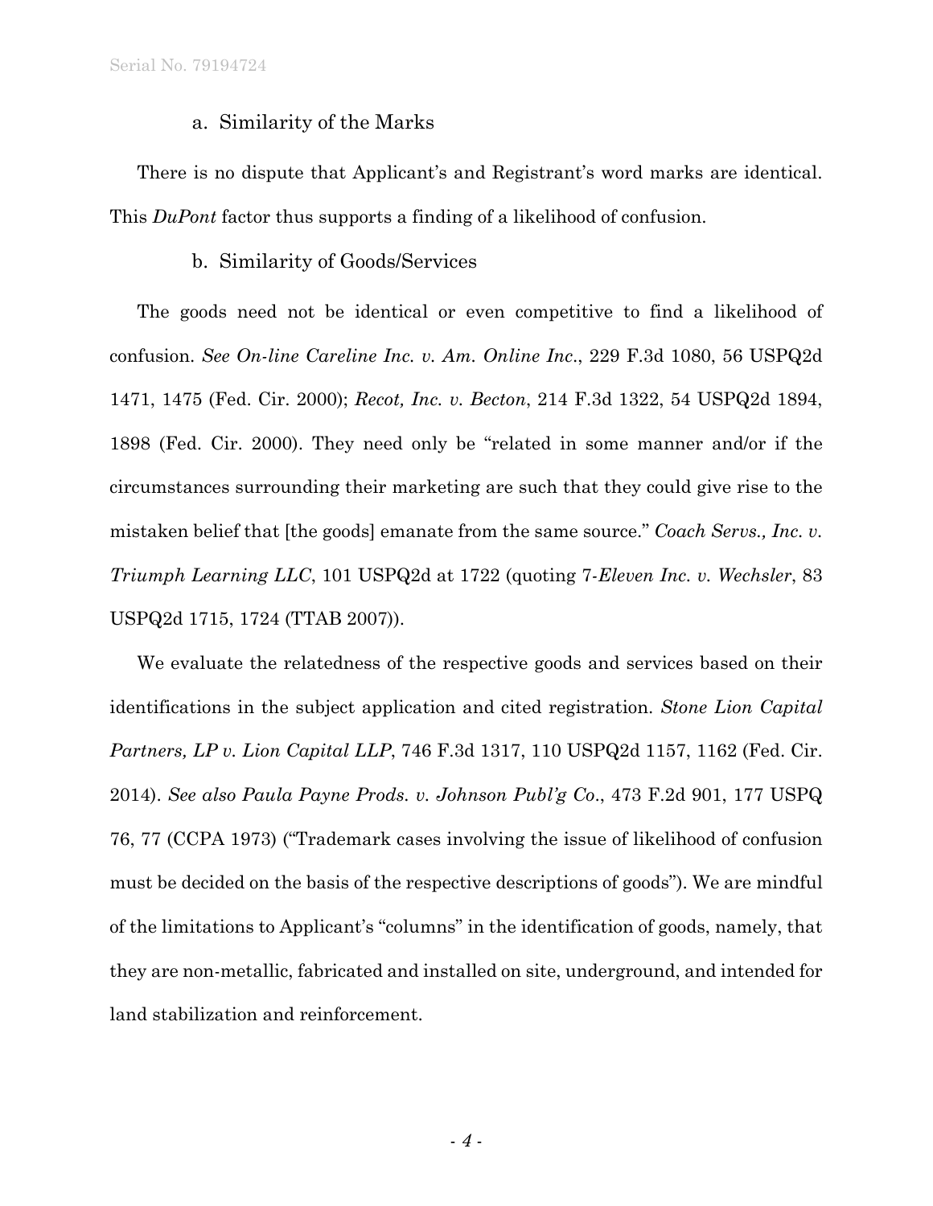a. Similarity of the Marks

There is no dispute that Applicant's and Registrant's word marks are identical. This *DuPont* factor thus supports a finding of a likelihood of confusion.

b. Similarity of Goods/Services

The goods need not be identical or even competitive to find a likelihood of confusion. *See On-line Careline Inc. v. Am. Online Inc.*, 229 F.3d 1080, 56 USPQ2d 1471, 1475 (Fed. Cir. 2000); *Recot, Inc. v. Becton*, 214 F.3d 1322, 54 USPQ2d 1894, 1898 (Fed. Cir. 2000). They need only be "related in some manner and/or if the circumstances surrounding their marketing are such that they could give rise to the mistaken belief that [the goods] emanate from the same source." *Coach Servs., Inc. v. Triumph Learning LLC*, 101 USPQ2d at 1722 (quoting *7-Eleven Inc. v. Wechsler*, 83 USPQ2d 1715, 1724 (TTAB 2007)).

We evaluate the relatedness of the respective goods and services based on their identifications in the subject application and cited registration. *Stone Lion Capital Partners, LP v. Lion Capital LLP*, 746 F.3d 1317, 110 USPQ2d 1157, 1162 (Fed. Cir. 2014). *See also Paula Payne Prods. v. Johnson Publ'g Co.*, 473 F.2d 901, 177 USPQ 76, 77 (CCPA 1973) ("Trademark cases involving the issue of likelihood of confusion must be decided on the basis of the respective descriptions of goods"). We are mindful of the limitations to Applicant's "columns" in the identification of goods, namely, that they are non-metallic, fabricated and installed on site, underground, and intended for land stabilization and reinforcement.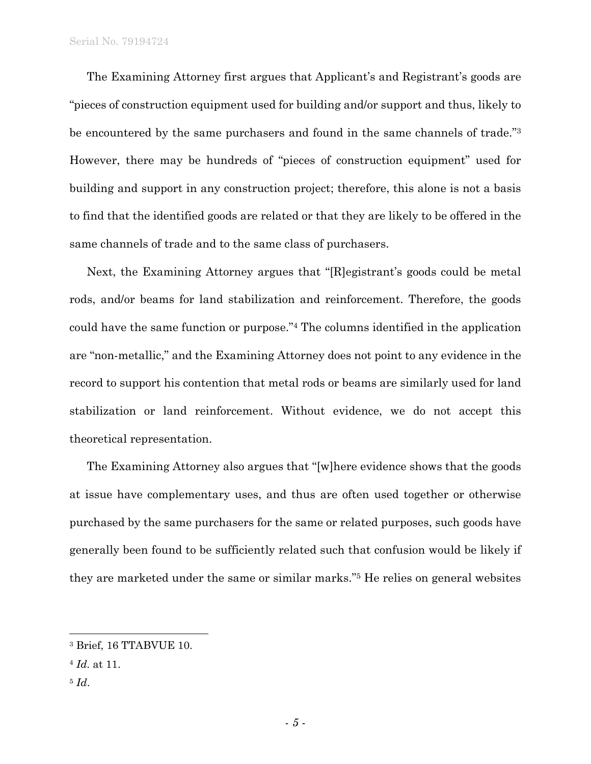The Examining Attorney first argues that Applicant's and Registrant's goods are "pieces of construction equipment used for building and/or support and thus, likely to be encountered by the same purchasers and found in the same channels of trade."[3] However, there may be hundreds of "pieces of construction equipment" used for building and support in any construction project; therefore, this alone is not a basis to find that the identified goods are related or that they are likely to be offered in the same channels of trade and to the same class of purchasers.

Next, the Examining Attorney argues that "[R]egistrant's goods could be metal rods, and/or beams for land stabilization and reinforcement. Therefore, the goods could have the same function or purpose."[4] The columns identified in the application are "non-metallic," and the Examining Attorney does not point to any evidence in the record to support his contention that metal rods or beams are similarly used for land stabilization or land reinforcement. Without evidence, we do not accept this theoretical representation.

The Examining Attorney also argues that "[w]here evidence shows that the goods at issue have complementary uses, and thus are often used together or otherwise purchased by the same purchasers for the same or related purposes, such goods have generally been found to be sufficiently related such that confusion would be likely if they are marketed under the same or similar marks."[5] He relies on general websites

---

[3] Brief, 16 TTABVUE 10.

[4] *Id.* at 11.

[5] *Id*.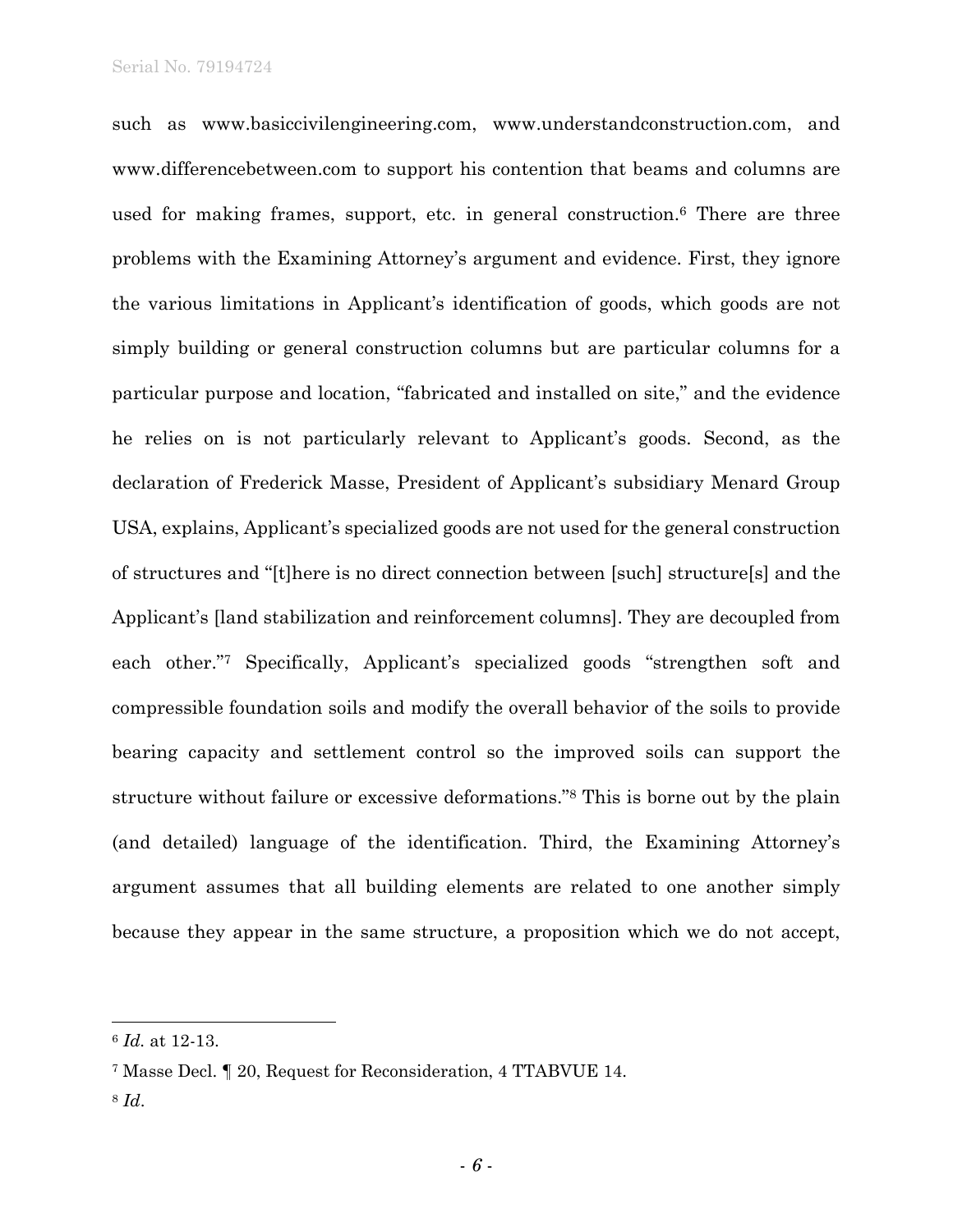such as www.basiccivilengineering.com, www.understandconstruction.com, and www.differencebetween.com to support his contention that beams and columns are used for making frames, support, etc. in general construction.[6] There are three problems with the Examining Attorney's argument and evidence. First, they ignore the various limitations in Applicant's identification of goods, which goods are not simply building or general construction columns but are particular columns for a particular purpose and location, "fabricated and installed on site," and the evidence he relies on is not particularly relevant to Applicant's goods. Second, as the declaration of Frederick Masse, President of Applicant's subsidiary Menard Group USA, explains, Applicant's specialized goods are not used for the general construction of structures and "[t]here is no direct connection between [such] structure[s] and the Applicant's [land stabilization and reinforcement columns]. They are decoupled from each other."[7] Specifically, Applicant's specialized goods "strengthen soft and compressible foundation soils and modify the overall behavior of the soils to provide bearing capacity and settlement control so the improved soils can support the structure without failure or excessive deformations."[8] This is borne out by the plain (and detailed) language of the identification. Third, the Examining Attorney's argument assumes that all building elements are related to one another simply because they appear in the same structure, a proposition which we do not accept,

---

[6] *Id.* at 12-13.

[7] Masse Decl. ¶ 20, Request for Reconsideration, 4 TTABVUE 14.

[8] *Id*.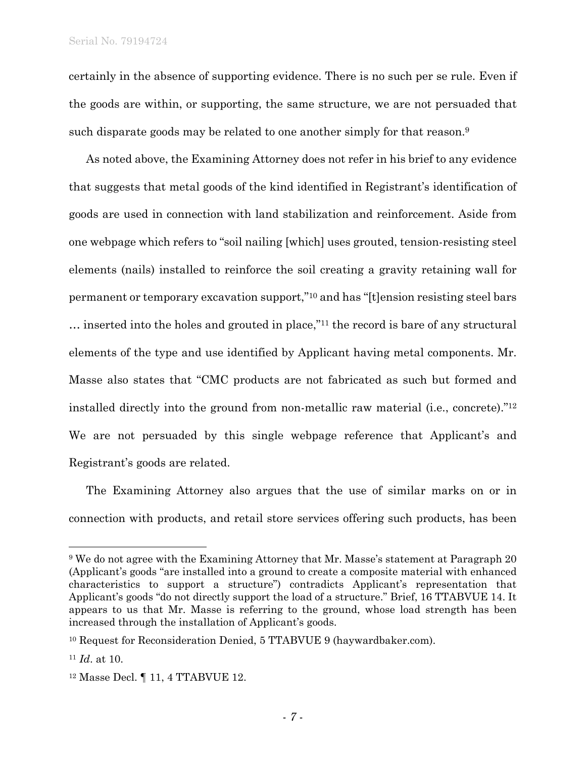certainly in the absence of supporting evidence. There is no such per se rule. Even if the goods are within, or supporting, the same structure, we are not persuaded that such disparate goods may be related to one another simply for that reason.[9]

As noted above, the Examining Attorney does not refer in his brief to any evidence that suggests that metal goods of the kind identified in Registrant's identification of goods are used in connection with land stabilization and reinforcement. Aside from one webpage which refers to "soil nailing [which] uses grouted, tension-resisting steel elements (nails) installed to reinforce the soil creating a gravity retaining wall for permanent or temporary excavation support,"[10] and has "[t]ension resisting steel bars … inserted into the holes and grouted in place,"[11] the record is bare of any structural elements of the type and use identified by Applicant having metal components. Mr. Masse also states that "CMC products are not fabricated as such but formed and installed directly into the ground from non-metallic raw material (i.e., concrete)."[12] We are not persuaded by this single webpage reference that Applicant's and Registrant's goods are related.

The Examining Attorney also argues that the use of similar marks on or in connection with products, and retail store services offering such products, has been

---

[9] We do not agree with the Examining Attorney that Mr. Masse's statement at Paragraph 20 (Applicant's goods "are installed into a ground to create a composite material with enhanced characteristics to support a structure") contradicts Applicant's representation that Applicant's goods "do not directly support the load of a structure." Brief, 16 TTABVUE 14. It appears to us that Mr. Masse is referring to the ground, whose load strength has been increased through the installation of Applicant's goods.

[10] Request for Reconsideration Denied, 5 TTABVUE 9 (haywardbaker.com).

[11] *Id*. at 10.

[12] Masse Decl. ¶ 11, 4 TTABVUE 12.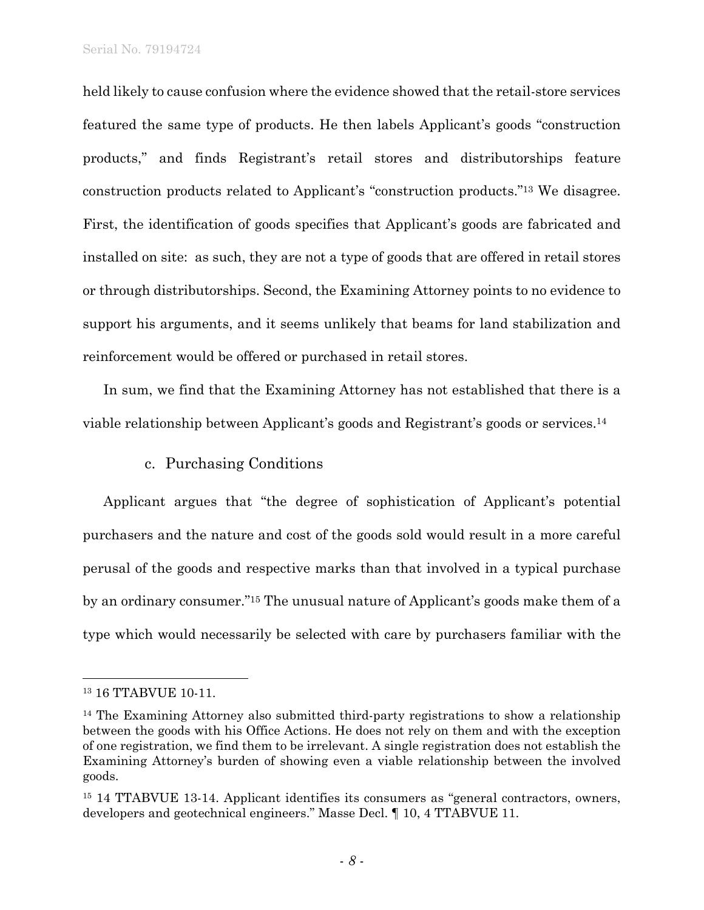held likely to cause confusion where the evidence showed that the retail-store services featured the same type of products. He then labels Applicant's goods "construction products," and finds Registrant's retail stores and distributorships feature construction products related to Applicant's "construction products."[13] We disagree. First, the identification of goods specifies that Applicant's goods are fabricated and installed on site: as such, they are not a type of goods that are offered in retail stores or through distributorships. Second, the Examining Attorney points to no evidence to support his arguments, and it seems unlikely that beams for land stabilization and reinforcement would be offered or purchased in retail stores.

In sum, we find that the Examining Attorney has not established that there is a viable relationship between Applicant's goods and Registrant's goods or services.[14]

### c. Purchasing Conditions

Applicant argues that "the degree of sophistication of Applicant's potential purchasers and the nature and cost of the goods sold would result in a more careful perusal of the goods and respective marks than that involved in a typical purchase by an ordinary consumer."[15] The unusual nature of Applicant's goods make them of a type which would necessarily be selected with care by purchasers familiar with the

---

[13] 16 TTABVUE 10-11.

[14] The Examining Attorney also submitted third-party registrations to show a relationship between the goods with his Office Actions. He does not rely on them and with the exception of one registration, we find them to be irrelevant. A single registration does not establish the Examining Attorney's burden of showing even a viable relationship between the involved goods.

[15] 14 TTABVUE 13-14. Applicant identifies its consumers as "general contractors, owners, developers and geotechnical engineers." Masse Decl. ¶ 10, 4 TTABVUE 11.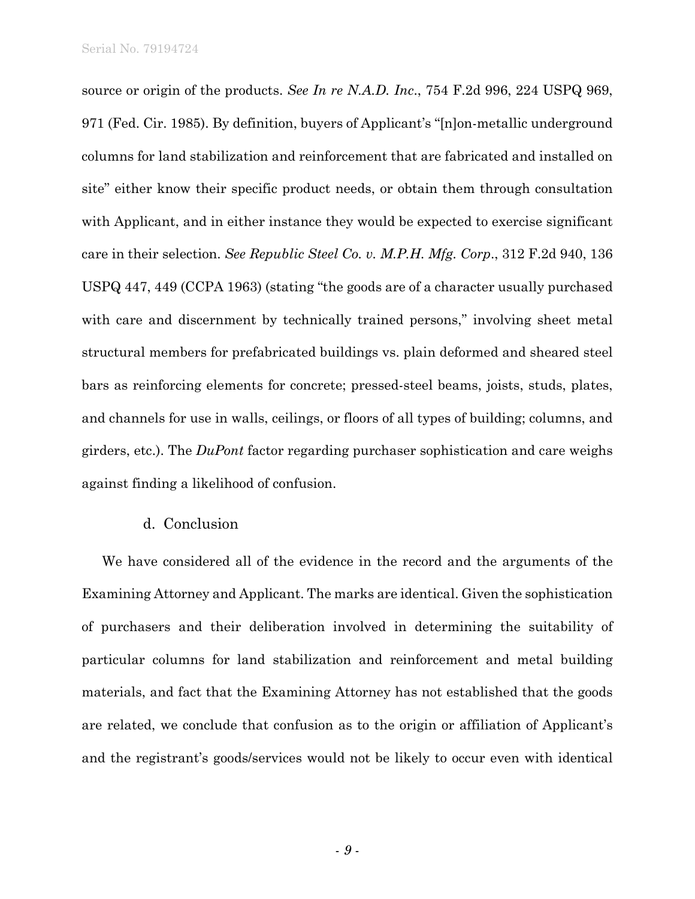source or origin of the products. *See In re N.A.D. Inc.*, 754 F.2d 996, 224 USPQ 969, 971 (Fed. Cir. 1985). By definition, buyers of Applicant's "[n]on-metallic underground columns for land stabilization and reinforcement that are fabricated and installed on site" either know their specific product needs, or obtain them through consultation with Applicant, and in either instance they would be expected to exercise significant care in their selection. *See Republic Steel Co. v. M.P.H. Mfg. Corp.*, 312 F.2d 940, 136 USPQ 447, 449 (CCPA 1963) (stating "the goods are of a character usually purchased with care and discernment by technically trained persons," involving sheet metal structural members for prefabricated buildings vs. plain deformed and sheared steel bars as reinforcing elements for concrete; pressed-steel beams, joists, studs, plates, and channels for use in walls, ceilings, or floors of all types of building; columns, and girders, etc.). The *DuPont* factor regarding purchaser sophistication and care weighs against finding a likelihood of confusion.

d. Conclusion

We have considered all of the evidence in the record and the arguments of the Examining Attorney and Applicant. The marks are identical. Given the sophistication of purchasers and their deliberation involved in determining the suitability of particular columns for land stabilization and reinforcement and metal building materials, and fact that the Examining Attorney has not established that the goods are related, we conclude that confusion as to the origin or affiliation of Applicant's and the registrant's goods/services would not be likely to occur even with identical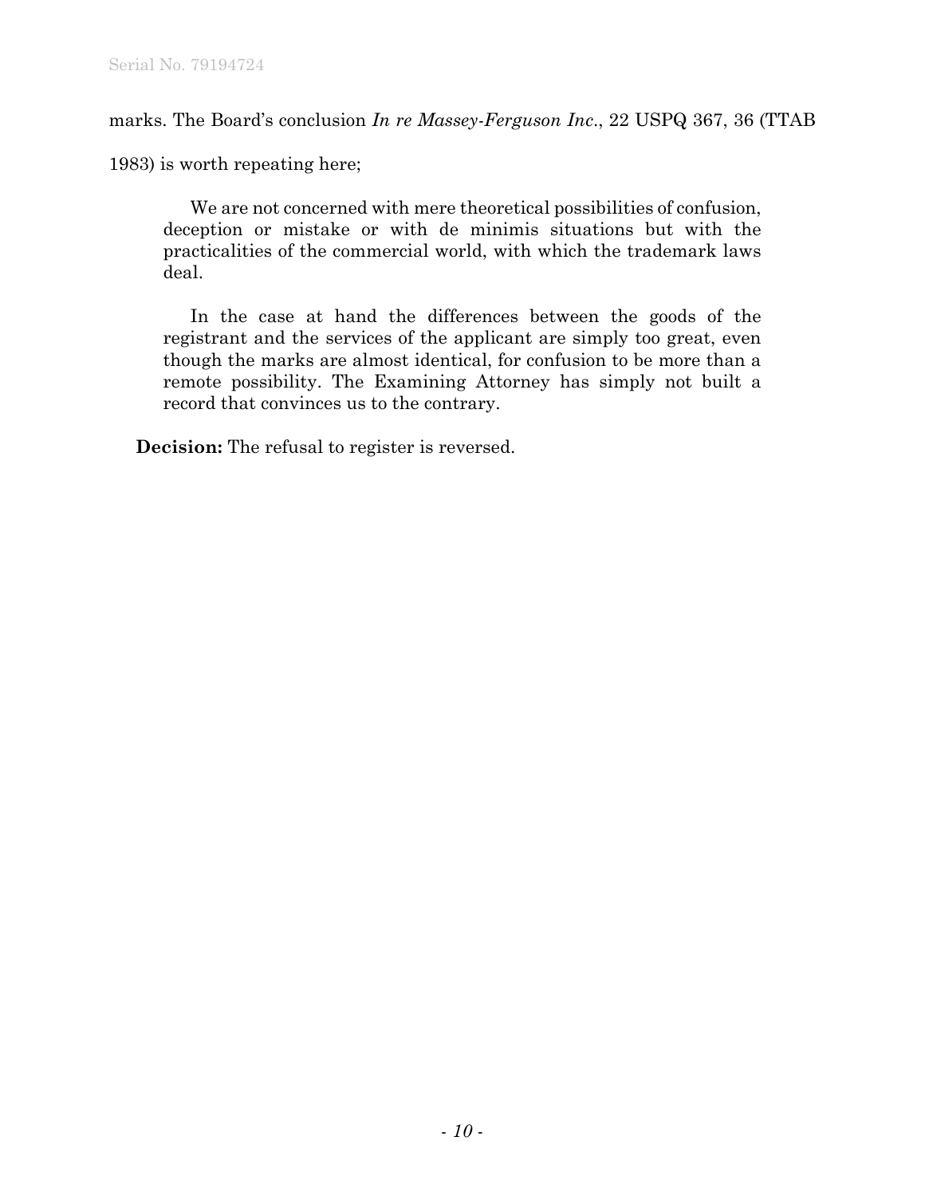marks. The Board's conclusion *In re Massey-Ferguson Inc*., 22 USPQ 367, 36 (TTAB 1983) is worth repeating here;

> We are not concerned with mere theoretical possibilities of confusion, deception or mistake or with de minimis situations but with the practicalities of the commercial world, with which the trademark laws deal.
>
> In the case at hand the differences between the goods of the registrant and the services of the applicant are simply too great, even though the marks are almost identical, for confusion to be more than a remote possibility. The Examining Attorney has simply not built a record that convinces us to the contrary.

**Decision:** The refusal to register is reversed.